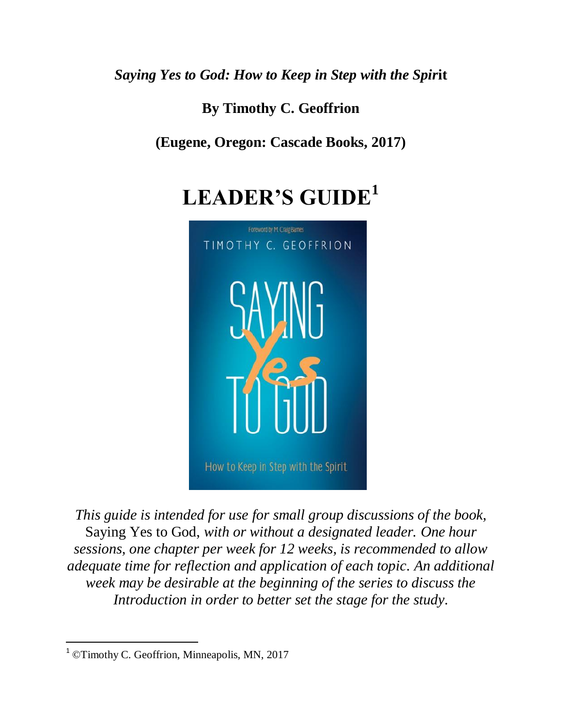***Saying Yes to God: How to Keep in Step with the Spirit***

**By Timothy C. Geoffrion**

**(Eugene, Oregon: Cascade Books, 2017)**

# LEADER'S GUIDE[1]

*This guide is intended for use for small group discussions of the book,* Saying Yes to God*, with or without a designated leader. One hour sessions, one chapter per week for 12 weeks, is recommended to allow adequate time for reflection and application of each topic. An additional week may be desirable at the beginning of the series to discuss the Introduction in order to better set the stage for the study.*

---

[1] ©Timothy C. Geoffrion, Minneapolis, MN, 2017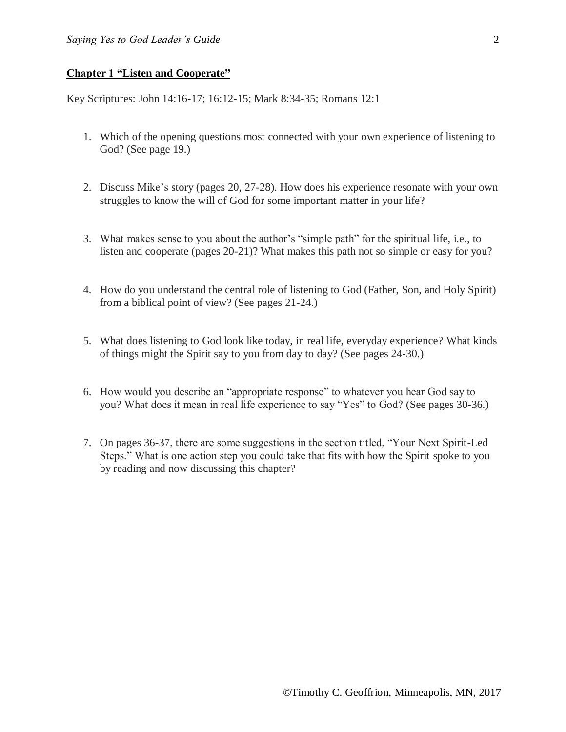## Chapter 1 "Listen and Cooperate"

Key Scriptures: John 14:16-17; 16:12-15; Mark 8:34-35; Romans 12:1

1. Which of the opening questions most connected with your own experience of listening to God? (See page 19.)

2. Discuss Mike's story (pages 20, 27-28). How does his experience resonate with your own struggles to know the will of God for some important matter in your life?

3. What makes sense to you about the author's "simple path" for the spiritual life, i.e., to listen and cooperate (pages 20-21)? What makes this path not so simple or easy for you?

4. How do you understand the central role of listening to God (Father, Son, and Holy Spirit) from a biblical point of view? (See pages 21-24.)

5. What does listening to God look like today, in real life, everyday experience? What kinds of things might the Spirit say to you from day to day? (See pages 24-30.)

6. How would you describe an "appropriate response" to whatever you hear God say to you? What does it mean in real life experience to say "Yes" to God? (See pages 30-36.)

7. On pages 36-37, there are some suggestions in the section titled, "Your Next Spirit-Led Steps." What is one action step you could take that fits with how the Spirit spoke to you by reading and now discussing this chapter?

©Timothy C. Geoffrion, Minneapolis, MN, 2017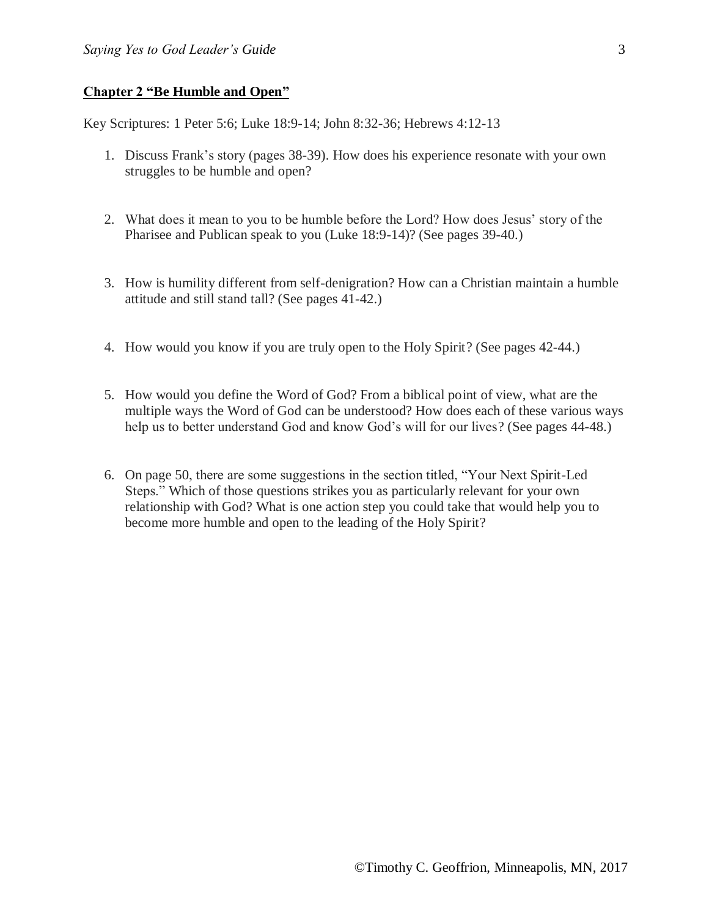## Chapter 2 "Be Humble and Open"

Key Scriptures: 1 Peter 5:6; Luke 18:9-14; John 8:32-36; Hebrews 4:12-13

1. Discuss Frank's story (pages 38-39). How does his experience resonate with your own struggles to be humble and open?
2. What does it mean to you to be humble before the Lord? How does Jesus' story of the Pharisee and Publican speak to you (Luke 18:9-14)? (See pages 39-40.)
3. How is humility different from self-denigration? How can a Christian maintain a humble attitude and still stand tall? (See pages 41-42.)
4. How would you know if you are truly open to the Holy Spirit? (See pages 42-44.)
5. How would you define the Word of God? From a biblical point of view, what are the multiple ways the Word of God can be understood? How does each of these various ways help us to better understand God and know God's will for our lives? (See pages 44-48.)
6. On page 50, there are some suggestions in the section titled, "Your Next Spirit-Led Steps." Which of those questions strikes you as particularly relevant for your own relationship with God? What is one action step you could take that would help you to become more humble and open to the leading of the Holy Spirit?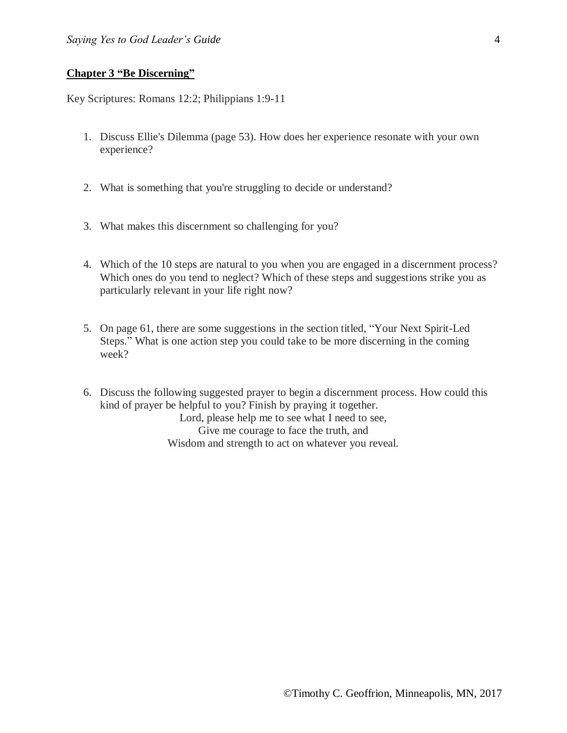## Chapter 3 "Be Discerning"

Key Scriptures: Romans 12:2; Philippians 1:9-11

1. Discuss Ellie's Dilemma (page 53). How does her experience resonate with your own experience?

2. What is something that you're struggling to decide or understand?

3. What makes this discernment so challenging for you?

4. Which of the 10 steps are natural to you when you are engaged in a discernment process? Which ones do you tend to neglect? Which of these steps and suggestions strike you as particularly relevant in your life right now?

5. On page 61, there are some suggestions in the section titled, "Your Next Spirit-Led Steps." What is one action step you could take to be more discerning in the coming week?

6. Discuss the following suggested prayer to begin a discernment process. How could this kind of prayer be helpful to you? Finish by praying it together.

   Lord, please help me to see what I need to see,
   Give me courage to face the truth, and
   Wisdom and strength to act on whatever you reveal.

©Timothy C. Geoffrion, Minneapolis, MN, 2017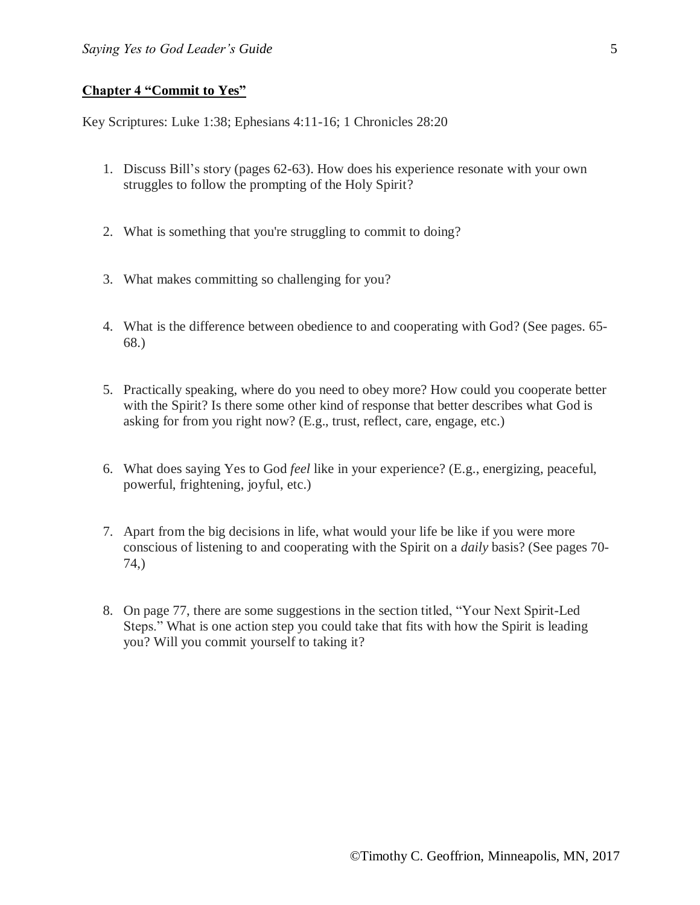**Chapter 4 "Commit to Yes"**

Key Scriptures: Luke 1:38; Ephesians 4:11-16; 1 Chronicles 28:20

1. Discuss Bill's story (pages 62-63). How does his experience resonate with your own struggles to follow the prompting of the Holy Spirit?

2. What is something that you're struggling to commit to doing?

3. What makes committing so challenging for you?

4. What is the difference between obedience to and cooperating with God? (See pages. 65-68.)

5. Practically speaking, where do you need to obey more? How could you cooperate better with the Spirit? Is there some other kind of response that better describes what God is asking for from you right now? (E.g., trust, reflect, care, engage, etc.)

6. What does saying Yes to God *feel* like in your experience? (E.g., energizing, peaceful, powerful, frightening, joyful, etc.)

7. Apart from the big decisions in life, what would your life be like if you were more conscious of listening to and cooperating with the Spirit on a *daily* basis? (See pages 70-74,)

8. On page 77, there are some suggestions in the section titled, "Your Next Spirit-Led Steps." What is one action step you could take that fits with how the Spirit is leading you? Will you commit yourself to taking it?

©Timothy C. Geoffrion, Minneapolis, MN, 2017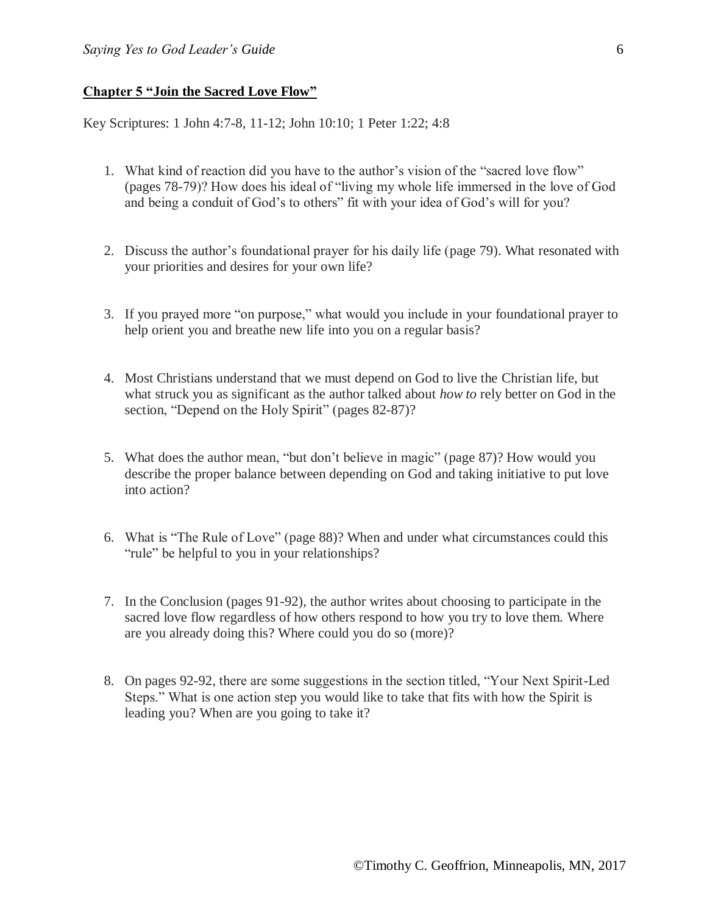## Chapter 5 "Join the Sacred Love Flow"

Key Scriptures: 1 John 4:7-8, 11-12; John 10:10; 1 Peter 1:22; 4:8

1. What kind of reaction did you have to the author's vision of the "sacred love flow" (pages 78-79)? How does his ideal of "living my whole life immersed in the love of God and being a conduit of God's to others" fit with your idea of God's will for you?

2. Discuss the author's foundational prayer for his daily life (page 79). What resonated with your priorities and desires for your own life?

3. If you prayed more "on purpose," what would you include in your foundational prayer to help orient you and breathe new life into you on a regular basis?

4. Most Christians understand that we must depend on God to live the Christian life, but what struck you as significant as the author talked about *how to* rely better on God in the section, "Depend on the Holy Spirit" (pages 82-87)?

5. What does the author mean, "but don't believe in magic" (page 87)? How would you describe the proper balance between depending on God and taking initiative to put love into action?

6. What is "The Rule of Love" (page 88)? When and under what circumstances could this "rule" be helpful to you in your relationships?

7. In the Conclusion (pages 91-92), the author writes about choosing to participate in the sacred love flow regardless of how others respond to how you try to love them. Where are you already doing this? Where could you do so (more)?

8. On pages 92-92, there are some suggestions in the section titled, "Your Next Spirit-Led Steps." What is one action step you would like to take that fits with how the Spirit is leading you? When are you going to take it?

©Timothy C. Geoffrion, Minneapolis, MN, 2017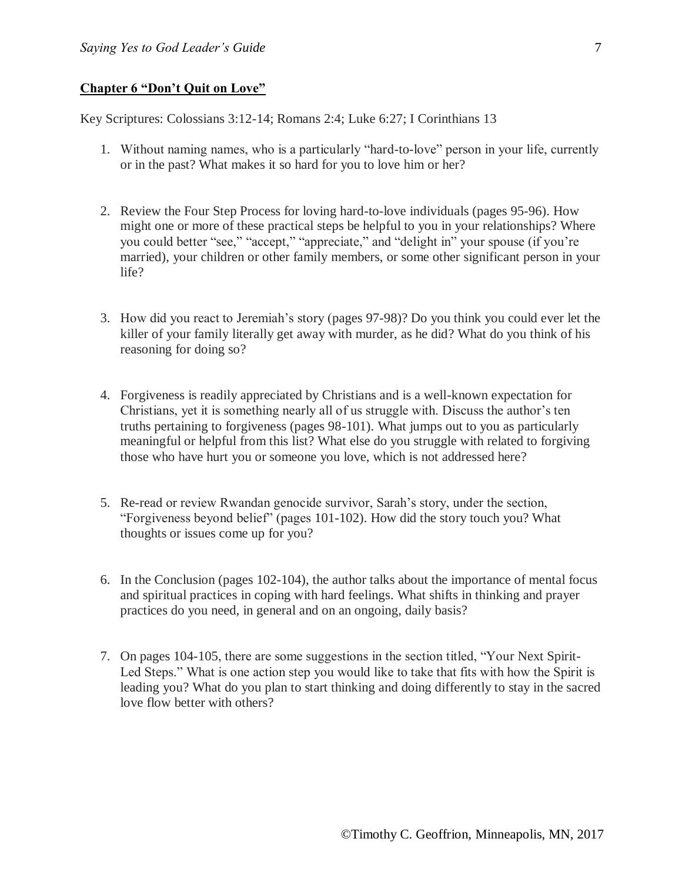## Chapter 6 "Don't Quit on Love"

Key Scriptures: Colossians 3:12-14; Romans 2:4; Luke 6:27; I Corinthians 13

1. Without naming names, who is a particularly "hard-to-love" person in your life, currently or in the past? What makes it so hard for you to love him or her?

2. Review the Four Step Process for loving hard-to-love individuals (pages 95-96). How might one or more of these practical steps be helpful to you in your relationships? Where you could better "see," "accept," "appreciate," and "delight in" your spouse (if you're married), your children or other family members, or some other significant person in your life?

3. How did you react to Jeremiah's story (pages 97-98)? Do you think you could ever let the killer of your family literally get away with murder, as he did? What do you think of his reasoning for doing so?

4. Forgiveness is readily appreciated by Christians and is a well-known expectation for Christians, yet it is something nearly all of us struggle with. Discuss the author's ten truths pertaining to forgiveness (pages 98-101). What jumps out to you as particularly meaningful or helpful from this list? What else do you struggle with related to forgiving those who have hurt you or someone you love, which is not addressed here?

5. Re-read or review Rwandan genocide survivor, Sarah's story, under the section, "Forgiveness beyond belief" (pages 101-102). How did the story touch you? What thoughts or issues come up for you?

6. In the Conclusion (pages 102-104), the author talks about the importance of mental focus and spiritual practices in coping with hard feelings. What shifts in thinking and prayer practices do you need, in general and on an ongoing, daily basis?

7. On pages 104-105, there are some suggestions in the section titled, "Your Next Spirit-Led Steps." What is one action step you would like to take that fits with how the Spirit is leading you? What do you plan to start thinking and doing differently to stay in the sacred love flow better with others?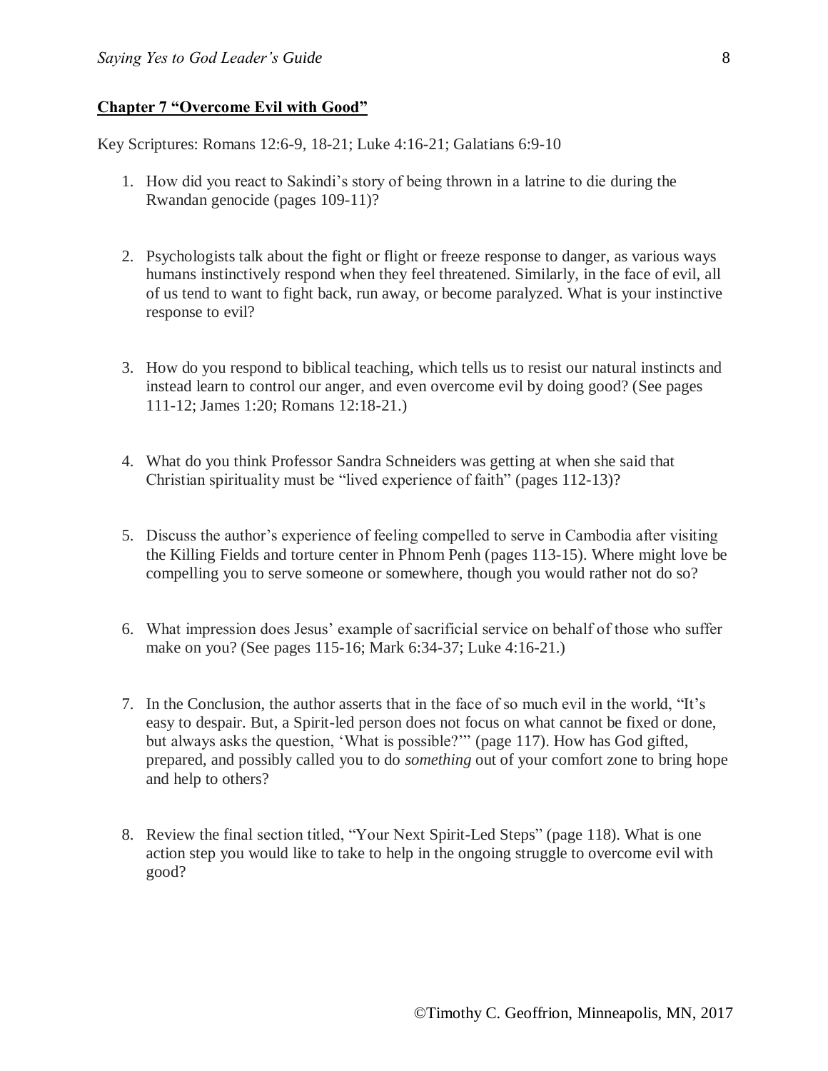## **Chapter 7 "Overcome Evil with Good"**

Key Scriptures: Romans 12:6-9, 18-21; Luke 4:16-21; Galatians 6:9-10

1. How did you react to Sakindi's story of being thrown in a latrine to die during the Rwandan genocide (pages 109-11)?

2. Psychologists talk about the fight or flight or freeze response to danger, as various ways humans instinctively respond when they feel threatened. Similarly, in the face of evil, all of us tend to want to fight back, run away, or become paralyzed. What is your instinctive response to evil?

3. How do you respond to biblical teaching, which tells us to resist our natural instincts and instead learn to control our anger, and even overcome evil by doing good? (See pages 111-12; James 1:20; Romans 12:18-21.)

4. What do you think Professor Sandra Schneiders was getting at when she said that Christian spirituality must be "lived experience of faith" (pages 112-13)?

5. Discuss the author's experience of feeling compelled to serve in Cambodia after visiting the Killing Fields and torture center in Phnom Penh (pages 113-15). Where might love be compelling you to serve someone or somewhere, though you would rather not do so?

6. What impression does Jesus' example of sacrificial service on behalf of those who suffer make on you? (See pages 115-16; Mark 6:34-37; Luke 4:16-21.)

7. In the Conclusion, the author asserts that in the face of so much evil in the world, "It's easy to despair. But, a Spirit-led person does not focus on what cannot be fixed or done, but always asks the question, 'What is possible?'" (page 117). How has God gifted, prepared, and possibly called you to do *something* out of your comfort zone to bring hope and help to others?

8. Review the final section titled, "Your Next Spirit-Led Steps" (page 118). What is one action step you would like to take to help in the ongoing struggle to overcome evil with good?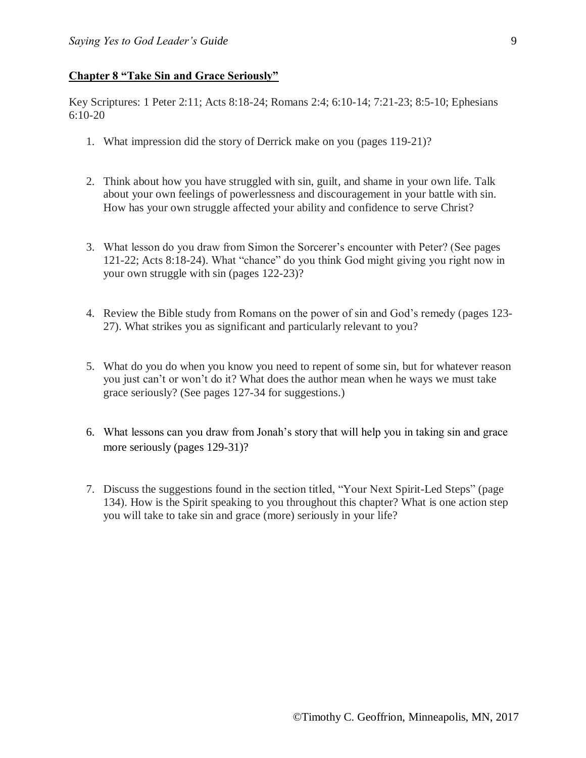**Chapter 8 "Take Sin and Grace Seriously"**

Key Scriptures: 1 Peter 2:11; Acts 8:18-24; Romans 2:4; 6:10-14; 7:21-23; 8:5-10; Ephesians 6:10-20

1. What impression did the story of Derrick make on you (pages 119-21)?

2. Think about how you have struggled with sin, guilt, and shame in your own life. Talk about your own feelings of powerlessness and discouragement in your battle with sin. How has your own struggle affected your ability and confidence to serve Christ?

3. What lesson do you draw from Simon the Sorcerer's encounter with Peter? (See pages 121-22; Acts 8:18-24). What "chance" do you think God might giving you right now in your own struggle with sin (pages 122-23)?

4. Review the Bible study from Romans on the power of sin and God's remedy (pages 123-27). What strikes you as significant and particularly relevant to you?

5. What do you do when you know you need to repent of some sin, but for whatever reason you just can't or won't do it? What does the author mean when he ways we must take grace seriously? (See pages 127-34 for suggestions.)

6. What lessons can you draw from Jonah's story that will help you in taking sin and grace more seriously (pages 129-31)?

7. Discuss the suggestions found in the section titled, "Your Next Spirit-Led Steps" (page 134). How is the Spirit speaking to you throughout this chapter? What is one action step you will take to take sin and grace (more) seriously in your life?

©Timothy C. Geoffrion, Minneapolis, MN, 2017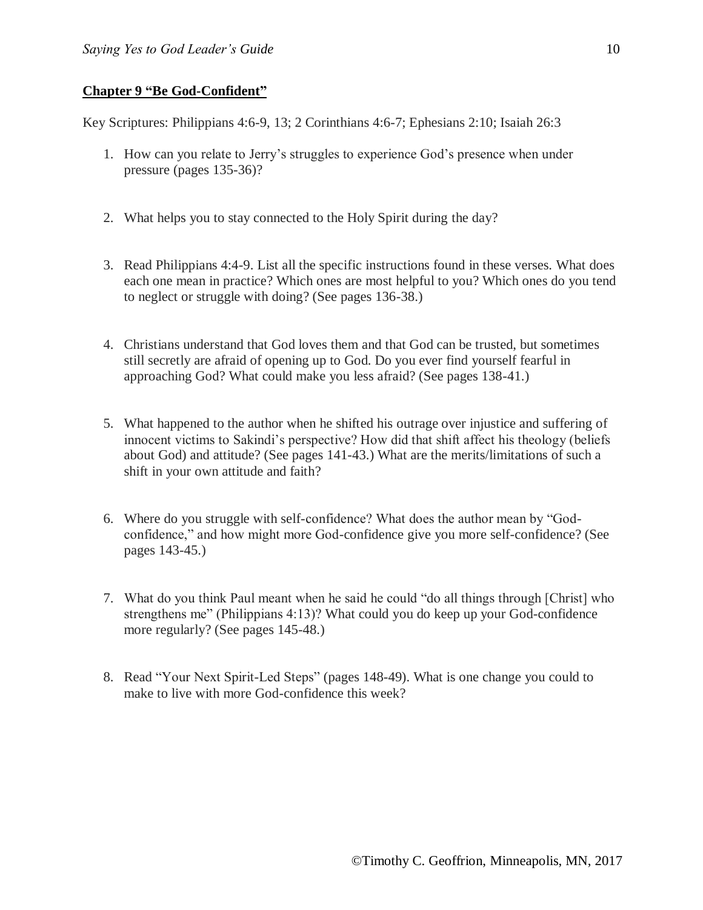**Chapter 9 "Be God-Confident"**

Key Scriptures: Philippians 4:6-9, 13; 2 Corinthians 4:6-7; Ephesians 2:10; Isaiah 26:3

1. How can you relate to Jerry's struggles to experience God's presence when under pressure (pages 135-36)?

2. What helps you to stay connected to the Holy Spirit during the day?

3. Read Philippians 4:4-9. List all the specific instructions found in these verses. What does each one mean in practice? Which ones are most helpful to you? Which ones do you tend to neglect or struggle with doing? (See pages 136-38.)

4. Christians understand that God loves them and that God can be trusted, but sometimes still secretly are afraid of opening up to God. Do you ever find yourself fearful in approaching God? What could make you less afraid? (See pages 138-41.)

5. What happened to the author when he shifted his outrage over injustice and suffering of innocent victims to Sakindi's perspective? How did that shift affect his theology (beliefs about God) and attitude? (See pages 141-43.) What are the merits/limitations of such a shift in your own attitude and faith?

6. Where do you struggle with self-confidence? What does the author mean by "God-confidence," and how might more God-confidence give you more self-confidence? (See pages 143-45.)

7. What do you think Paul meant when he said he could "do all things through [Christ] who strengthens me" (Philippians 4:13)? What could you do keep up your God-confidence more regularly? (See pages 145-48.)

8. Read "Your Next Spirit-Led Steps" (pages 148-49). What is one change you could to make to live with more God-confidence this week?

©Timothy C. Geoffrion, Minneapolis, MN, 2017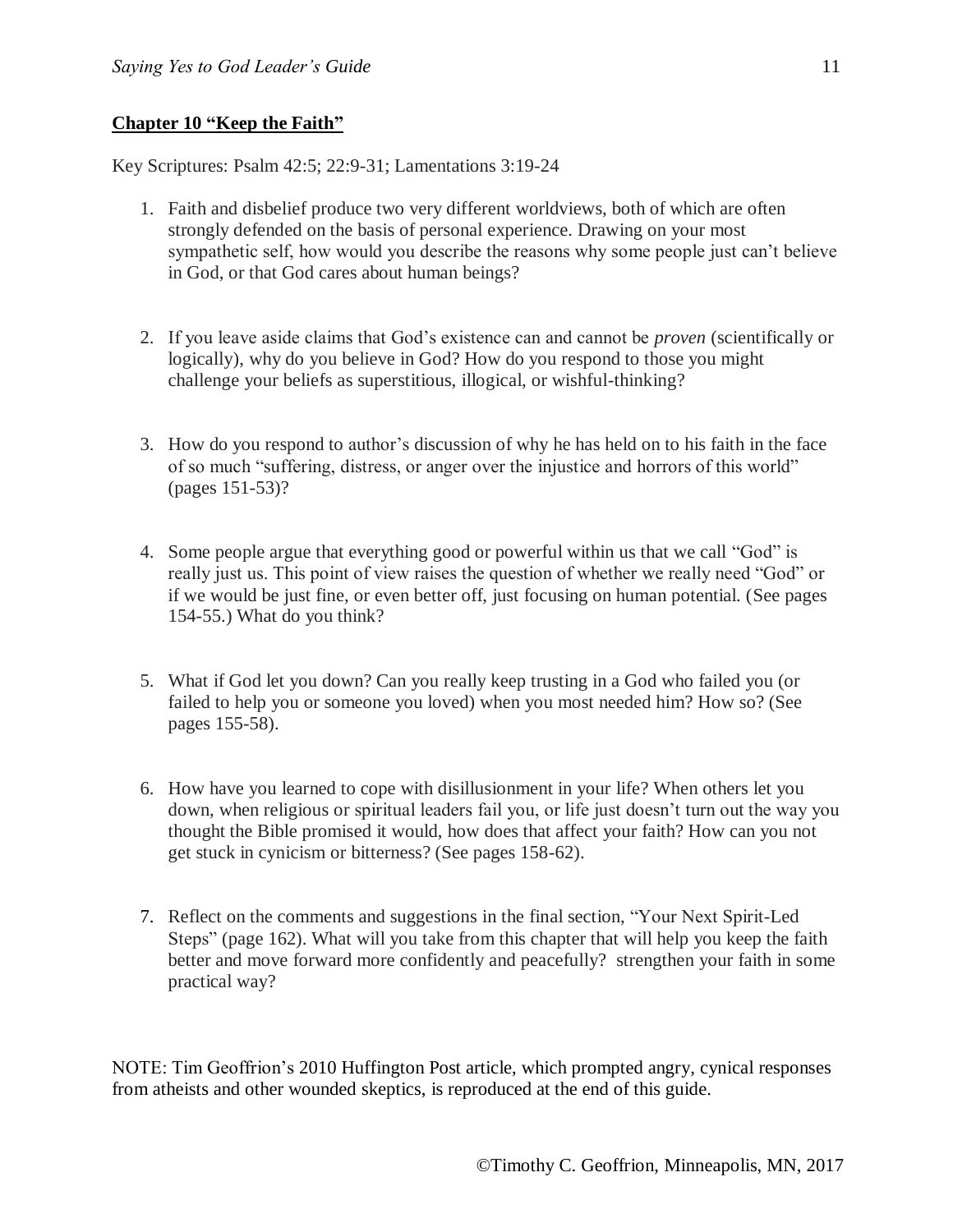## Chapter 10 "Keep the Faith"

Key Scriptures: Psalm 42:5; 22:9-31; Lamentations 3:19-24

1. Faith and disbelief produce two very different worldviews, both of which are often strongly defended on the basis of personal experience. Drawing on your most sympathetic self, how would you describe the reasons why some people just can't believe in God, or that God cares about human beings?

2. If you leave aside claims that God's existence can and cannot be *proven* (scientifically or logically), why do you believe in God? How do you respond to those you might challenge your beliefs as superstitious, illogical, or wishful-thinking?

3. How do you respond to author's discussion of why he has held on to his faith in the face of so much "suffering, distress, or anger over the injustice and horrors of this world" (pages 151-53)?

4. Some people argue that everything good or powerful within us that we call "God" is really just us. This point of view raises the question of whether we really need "God" or if we would be just fine, or even better off, just focusing on human potential. (See pages 154-55.) What do you think?

5. What if God let you down? Can you really keep trusting in a God who failed you (or failed to help you or someone you loved) when you most needed him? How so? (See pages 155-58).

6. How have you learned to cope with disillusionment in your life? When others let you down, when religious or spiritual leaders fail you, or life just doesn't turn out the way you thought the Bible promised it would, how does that affect your faith? How can you not get stuck in cynicism or bitterness? (See pages 158-62).

7. Reflect on the comments and suggestions in the final section, "Your Next Spirit-Led Steps" (page 162). What will you take from this chapter that will help you keep the faith better and move forward more confidently and peacefully? strengthen your faith in some practical way?

NOTE: Tim Geoffrion's 2010 Huffington Post article, which prompted angry, cynical responses from atheists and other wounded skeptics, is reproduced at the end of this guide.

©Timothy C. Geoffrion, Minneapolis, MN, 2017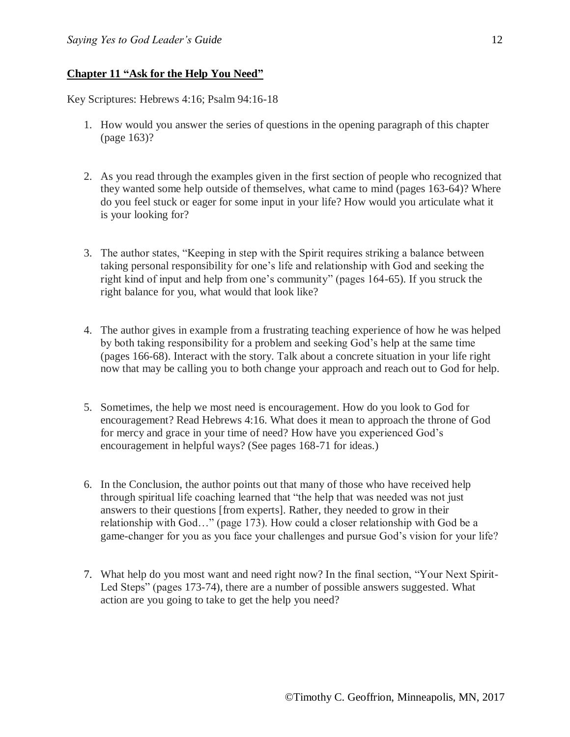## Chapter 11 "Ask for the Help You Need"

Key Scriptures: Hebrews 4:16; Psalm 94:16-18

1. How would you answer the series of questions in the opening paragraph of this chapter (page 163)?

2. As you read through the examples given in the first section of people who recognized that they wanted some help outside of themselves, what came to mind (pages 163-64)? Where do you feel stuck or eager for some input in your life? How would you articulate what it is your looking for?

3. The author states, "Keeping in step with the Spirit requires striking a balance between taking personal responsibility for one's life and relationship with God and seeking the right kind of input and help from one's community" (pages 164-65). If you struck the right balance for you, what would that look like?

4. The author gives in example from a frustrating teaching experience of how he was helped by both taking responsibility for a problem and seeking God's help at the same time (pages 166-68). Interact with the story. Talk about a concrete situation in your life right now that may be calling you to both change your approach and reach out to God for help.

5. Sometimes, the help we most need is encouragement. How do you look to God for encouragement? Read Hebrews 4:16. What does it mean to approach the throne of God for mercy and grace in your time of need? How have you experienced God's encouragement in helpful ways? (See pages 168-71 for ideas.)

6. In the Conclusion, the author points out that many of those who have received help through spiritual life coaching learned that "the help that was needed was not just answers to their questions [from experts]. Rather, they needed to grow in their relationship with God…" (page 173). How could a closer relationship with God be a game-changer for you as you face your challenges and pursue God's vision for your life?

7. What help do you most want and need right now? In the final section, "Your Next Spirit-Led Steps" (pages 173-74), there are a number of possible answers suggested. What action are you going to take to get the help you need?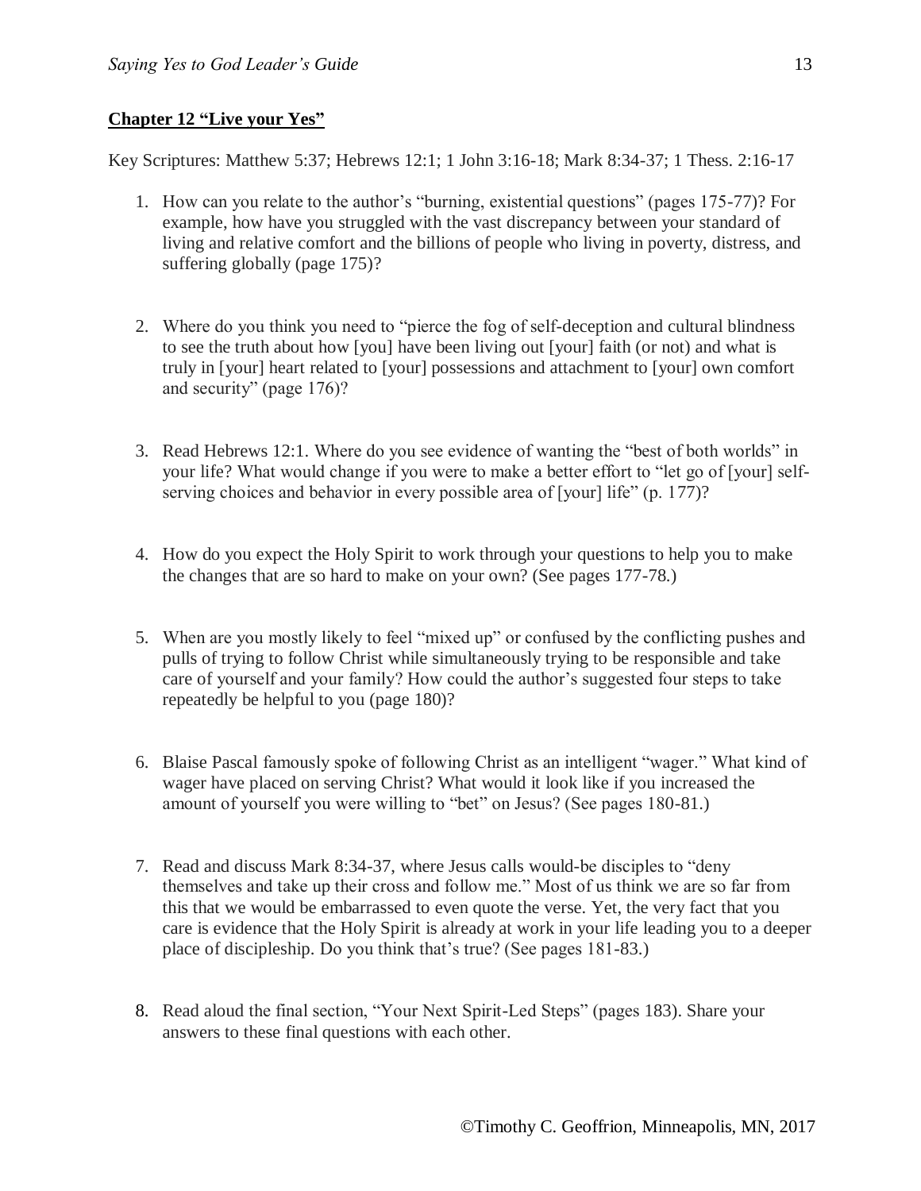**Chapter 12 "Live your Yes"**

Key Scriptures: Matthew 5:37; Hebrews 12:1; 1 John 3:16-18; Mark 8:34-37; 1 Thess. 2:16-17

1. How can you relate to the author's "burning, existential questions" (pages 175-77)? For example, how have you struggled with the vast discrepancy between your standard of living and relative comfort and the billions of people who living in poverty, distress, and suffering globally (page 175)?

2. Where do you think you need to "pierce the fog of self-deception and cultural blindness to see the truth about how [you] have been living out [your] faith (or not) and what is truly in [your] heart related to [your] possessions and attachment to [your] own comfort and security" (page 176)?

3. Read Hebrews 12:1. Where do you see evidence of wanting the "best of both worlds" in your life? What would change if you were to make a better effort to "let go of [your] self-serving choices and behavior in every possible area of [your] life" (p. 177)?

4. How do you expect the Holy Spirit to work through your questions to help you to make the changes that are so hard to make on your own? (See pages 177-78.)

5. When are you mostly likely to feel "mixed up" or confused by the conflicting pushes and pulls of trying to follow Christ while simultaneously trying to be responsible and take care of yourself and your family? How could the author's suggested four steps to take repeatedly be helpful to you (page 180)?

6. Blaise Pascal famously spoke of following Christ as an intelligent "wager." What kind of wager have placed on serving Christ? What would it look like if you increased the amount of yourself you were willing to "bet" on Jesus? (See pages 180-81.)

7. Read and discuss Mark 8:34-37, where Jesus calls would-be disciples to "deny themselves and take up their cross and follow me." Most of us think we are so far from this that we would be embarrassed to even quote the verse. Yet, the very fact that you care is evidence that the Holy Spirit is already at work in your life leading you to a deeper place of discipleship. Do you think that's true? (See pages 181-83.)

8. Read aloud the final section, "Your Next Spirit-Led Steps" (pages 183). Share your answers to these final questions with each other.

©Timothy C. Geoffrion, Minneapolis, MN, 2017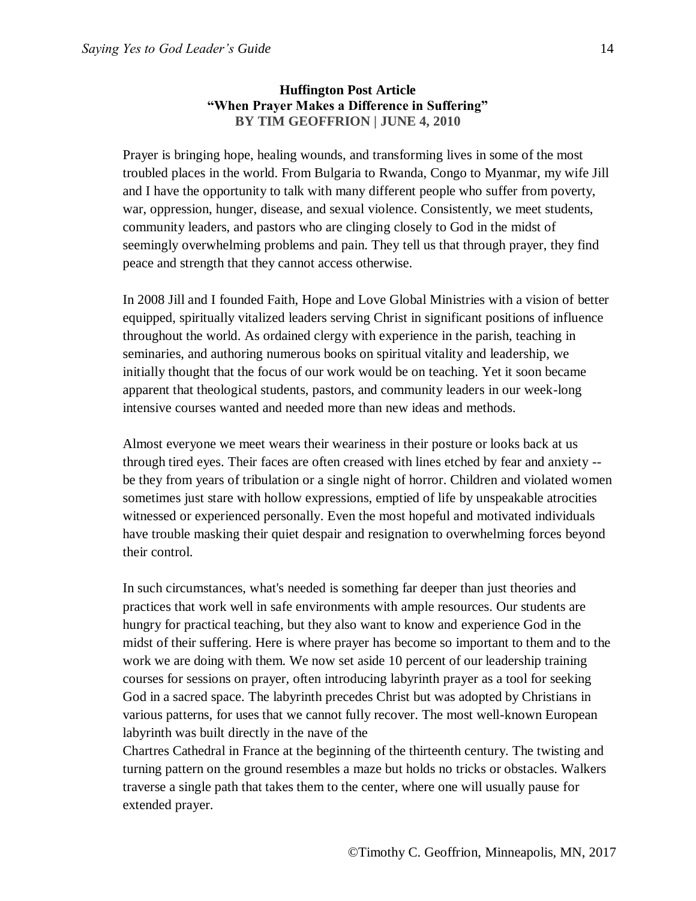**Huffington Post Article**
**"When Prayer Makes a Difference in Suffering"**
**BY TIM GEOFFRION | JUNE 4, 2010**

Prayer is bringing hope, healing wounds, and transforming lives in some of the most troubled places in the world. From Bulgaria to Rwanda, Congo to Myanmar, my wife Jill and I have the opportunity to talk with many different people who suffer from poverty, war, oppression, hunger, disease, and sexual violence. Consistently, we meet students, community leaders, and pastors who are clinging closely to God in the midst of seemingly overwhelming problems and pain. They tell us that through prayer, they find peace and strength that they cannot access otherwise.

In 2008 Jill and I founded Faith, Hope and Love Global Ministries with a vision of better equipped, spiritually vitalized leaders serving Christ in significant positions of influence throughout the world. As ordained clergy with experience in the parish, teaching in seminaries, and authoring numerous books on spiritual vitality and leadership, we initially thought that the focus of our work would be on teaching. Yet it soon became apparent that theological students, pastors, and community leaders in our week-long intensive courses wanted and needed more than new ideas and methods.

Almost everyone we meet wears their weariness in their posture or looks back at us through tired eyes. Their faces are often creased with lines etched by fear and anxiety -- be they from years of tribulation or a single night of horror. Children and violated women sometimes just stare with hollow expressions, emptied of life by unspeakable atrocities witnessed or experienced personally. Even the most hopeful and motivated individuals have trouble masking their quiet despair and resignation to overwhelming forces beyond their control.

In such circumstances, what's needed is something far deeper than just theories and practices that work well in safe environments with ample resources. Our students are hungry for practical teaching, but they also want to know and experience God in the midst of their suffering. Here is where prayer has become so important to them and to the work we are doing with them. We now set aside 10 percent of our leadership training courses for sessions on prayer, often introducing labyrinth prayer as a tool for seeking God in a sacred space. The labyrinth precedes Christ but was adopted by Christians in various patterns, for uses that we cannot fully recover. The most well-known European labyrinth was built directly in the nave of the Chartres Cathedral in France at the beginning of the thirteenth century. The twisting and turning pattern on the ground resembles a maze but holds no tricks or obstacles. Walkers traverse a single path that takes them to the center, where one will usually pause for extended prayer.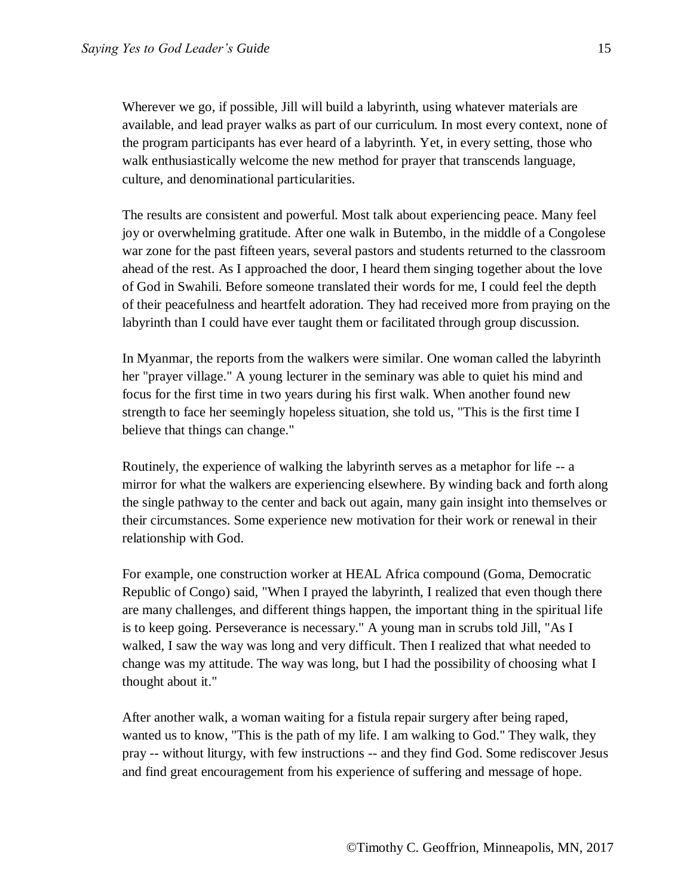Wherever we go, if possible, Jill will build a labyrinth, using whatever materials are available, and lead prayer walks as part of our curriculum. In most every context, none of the program participants has ever heard of a labyrinth. Yet, in every setting, those who walk enthusiastically welcome the new method for prayer that transcends language, culture, and denominational particularities.

The results are consistent and powerful. Most talk about experiencing peace. Many feel joy or overwhelming gratitude. After one walk in Butembo, in the middle of a Congolese war zone for the past fifteen years, several pastors and students returned to the classroom ahead of the rest. As I approached the door, I heard them singing together about the love of God in Swahili. Before someone translated their words for me, I could feel the depth of their peacefulness and heartfelt adoration. They had received more from praying on the labyrinth than I could have ever taught them or facilitated through group discussion.

In Myanmar, the reports from the walkers were similar. One woman called the labyrinth her "prayer village." A young lecturer in the seminary was able to quiet his mind and focus for the first time in two years during his first walk. When another found new strength to face her seemingly hopeless situation, she told us, "This is the first time I believe that things can change."

Routinely, the experience of walking the labyrinth serves as a metaphor for life -- a mirror for what the walkers are experiencing elsewhere. By winding back and forth along the single pathway to the center and back out again, many gain insight into themselves or their circumstances. Some experience new motivation for their work or renewal in their relationship with God.

For example, one construction worker at HEAL Africa compound (Goma, Democratic Republic of Congo) said, "When I prayed the labyrinth, I realized that even though there are many challenges, and different things happen, the important thing in the spiritual life is to keep going. Perseverance is necessary." A young man in scrubs told Jill, "As I walked, I saw the way was long and very difficult. Then I realized that what needed to change was my attitude. The way was long, but I had the possibility of choosing what I thought about it."

After another walk, a woman waiting for a fistula repair surgery after being raped, wanted us to know, "This is the path of my life. I am walking to God." They walk, they pray -- without liturgy, with few instructions -- and they find God. Some rediscover Jesus and find great encouragement from his experience of suffering and message of hope.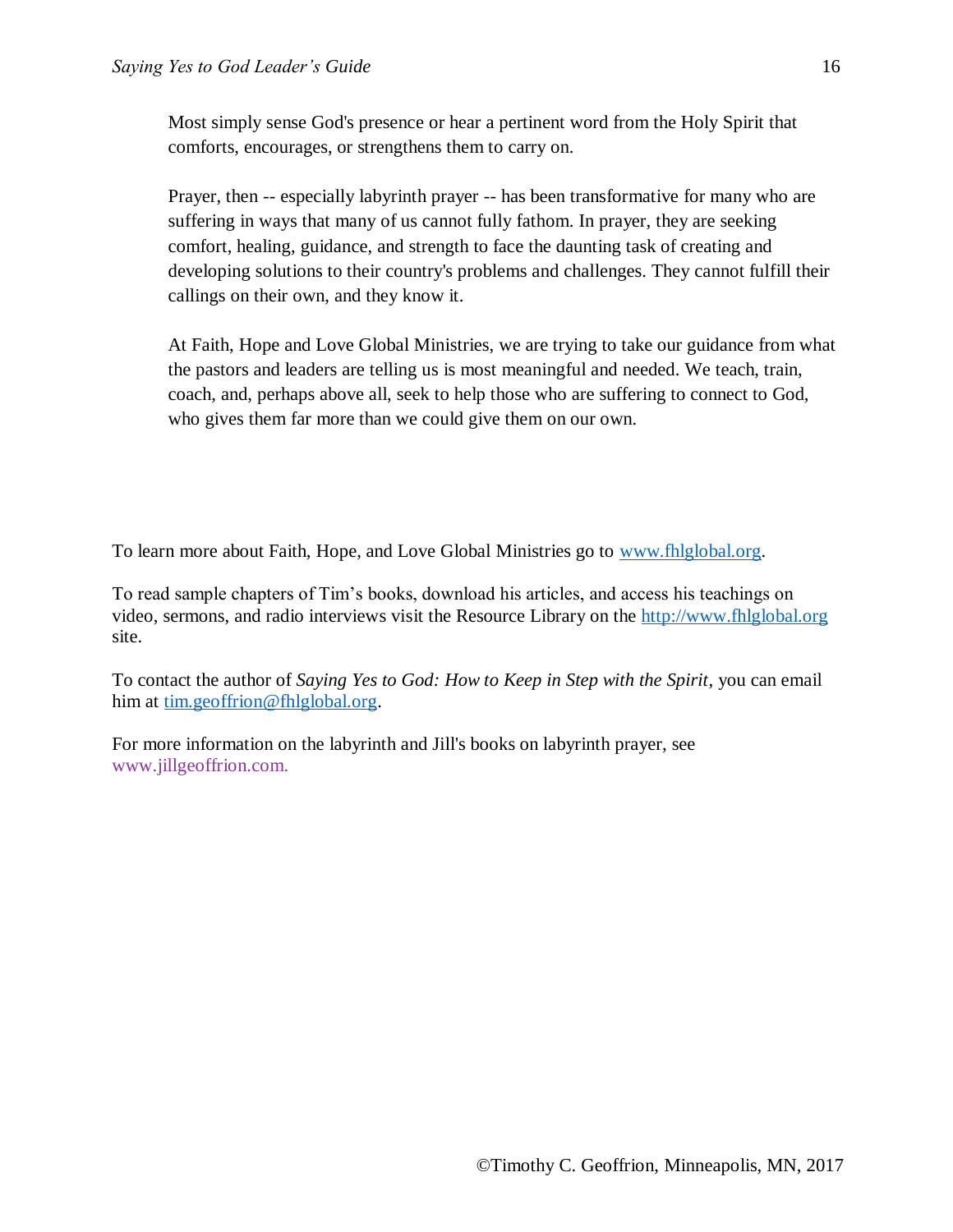Most simply sense God's presence or hear a pertinent word from the Holy Spirit that comforts, encourages, or strengthens them to carry on.

Prayer, then -- especially labyrinth prayer -- has been transformative for many who are suffering in ways that many of us cannot fully fathom. In prayer, they are seeking comfort, healing, guidance, and strength to face the daunting task of creating and developing solutions to their country's problems and challenges. They cannot fulfill their callings on their own, and they know it.

At Faith, Hope and Love Global Ministries, we are trying to take our guidance from what the pastors and leaders are telling us is most meaningful and needed. We teach, train, coach, and, perhaps above all, seek to help those who are suffering to connect to God, who gives them far more than we could give them on our own.

To learn more about Faith, Hope, and Love Global Ministries go to www.fhlglobal.org.

To read sample chapters of Tim's books, download his articles, and access his teachings on video, sermons, and radio interviews visit the Resource Library on the http://www.fhlglobal.org site.

To contact the author of *Saying Yes to God: How to Keep in Step with the Spirit*, you can email him at tim.geoffrion@fhlglobal.org.

For more information on the labyrinth and Jill's books on labyrinth prayer, see www.jillgeoffrion.com.

©Timothy C. Geoffrion, Minneapolis, MN, 2017